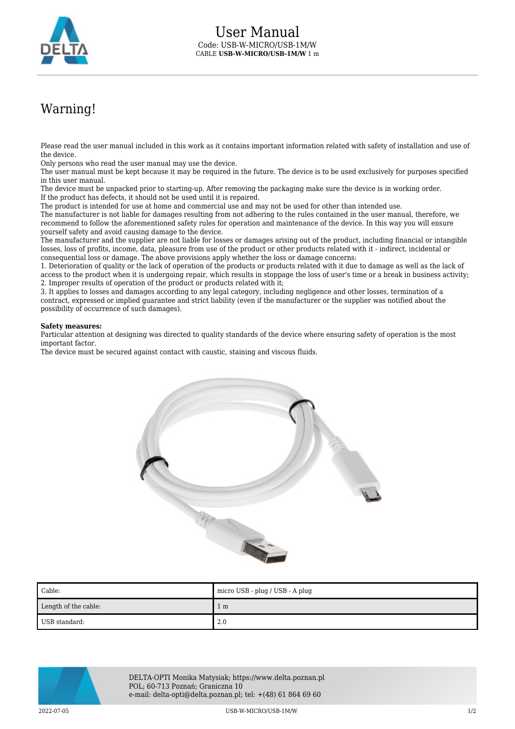# User Manual

Code: USB-W-MICRO/USB-1M/W

CABLE **USB-W-MICRO/USB-1M/W** 1 m

## Warning!

Please read the user manual included in this work as it contains important information related with safety of installation and use of the device.
Only persons who read the user manual may use the device.
The user manual must be kept because it may be required in the future. The device is to be used exclusively for purposes specified in this user manual.
The device must be unpacked prior to starting-up. After removing the packaging make sure the device is in working order.
If the product has defects, it should not be used until it is repaired.
The product is intended for use at home and commercial use and may not be used for other than intended use.
The manufacturer is not liable for damages resulting from not adhering to the rules contained in the user manual, therefore, we recommend to follow the aforementioned safety rules for operation and maintenance of the device. In this way you will ensure yourself safety and avoid causing damage to the device.
The manufacturer and the supplier are not liable for losses or damages arising out of the product, including financial or intangible losses, loss of profits, income, data, pleasure from use of the product or other products related with it - indirect, incidental or consequential loss or damage. The above provisions apply whether the loss or damage concerns:
1. Deterioration of quality or the lack of operation of the products or products related with it due to damage as well as the lack of access to the product when it is undergoing repair, which results in stoppage the loss of user's time or a break in business activity;
2. Improper results of operation of the product or products related with it;
3. It applies to losses and damages according to any legal category, including negligence and other losses, termination of a contract, expressed or implied guarantee and strict liability (even if the manufacturer or the supplier was notified about the possibility of occurrence of such damages).

**Safety measures:**
Particular attention at designing was directed to quality standards of the device where ensuring safety of operation is the most important factor.
The device must be secured against contact with caustic, staining and viscous fluids.

| Cable: | micro USB - plug / USB - A plug |
|---|---|
| Length of the cable: | 1 m |
| USB standard: | 2.0 |

DELTA-OPTI Monika Matysiak; https://www.delta.poznan.pl
POL; 60-713 Poznań; Graniczna 10
e-mail: delta-opti@delta.poznan.pl; tel: +(48) 61 864 69 60

2022-07-05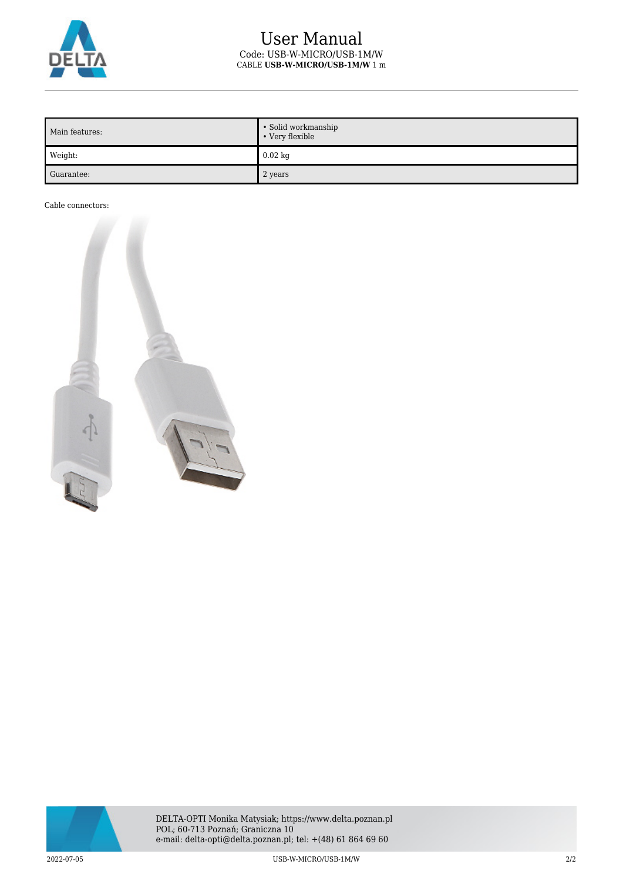| | |
|---|---|
| Main features: | • Solid workmanship<br>• Very flexible |
| Weight: | 0.02 kg |
| Guarantee: | 2 years |

Cable connectors: